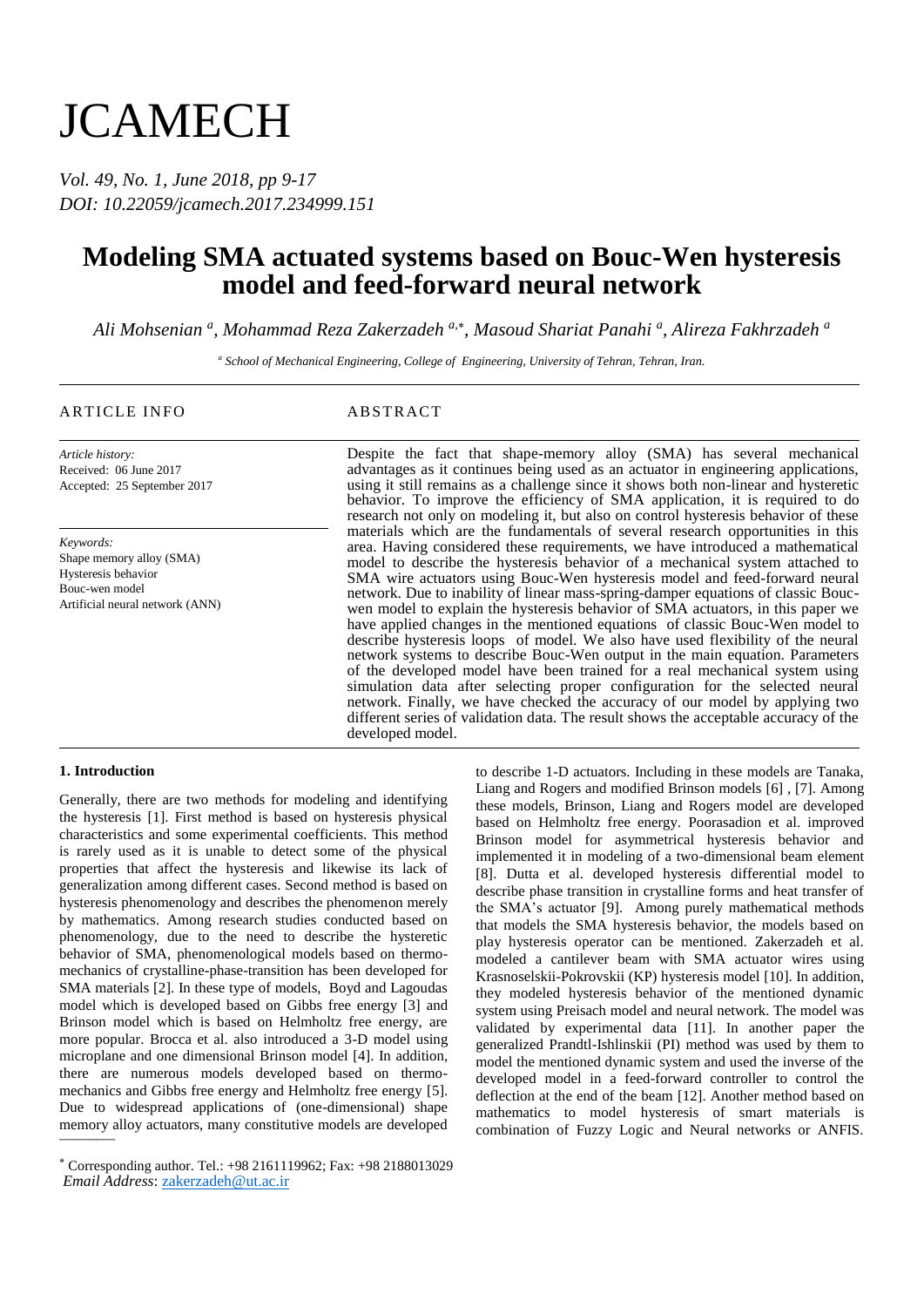# JCAMECH

*Vol. 49, No. 1, June 2018, pp 9-17*
*DOI: 10.22059/jcamech.2017.234999.151*

# Modeling SMA actuated systems based on Bouc-Wen hysteresis model and feed-forward neural network

*Ali Mohsenian [a], Mohammad Reza Zakerzadeh [a,*], Masoud Shariat Panahi [a], Alireza Fakhrzadeh [a]*

[a] *School of Mechanical Engineering, College of Engineering, University of Tehran, Tehran, Iran.*

---

## ARTICLE INFO

*Article history:*
Received: 06 June 2017
Accepted: 25 September 2017

*Keywords:*
Shape memory alloy (SMA)
Hysteresis behavior
Bouc-wen model
Artificial neural network (ANN)

## ABSTRACT

Despite the fact that shape-memory alloy (SMA) has several mechanical advantages as it continues being used as an actuator in engineering applications, using it still remains as a challenge since it shows both non-linear and hysteretic behavior. To improve the efficiency of SMA application, it is required to do research not only on modeling it, but also on control hysteresis behavior of these materials which are the fundamentals of several research opportunities in this area. Having considered these requirements, we have introduced a mathematical model to describe the hysteresis behavior of a mechanical system attached to SMA wire actuators using Bouc-Wen hysteresis model and feed-forward neural network. Due to inability of linear mass-spring-damper equations of classic Bouc-wen model to explain the hysteresis behavior of SMA actuators, in this paper we have applied changes in the mentioned equations of classic Bouc-Wen model to describe hysteresis loops of model. We also have used flexibility of the neural network systems to describe Bouc-Wen output in the main equation. Parameters of the developed model have been trained for a real mechanical system using simulation data after selecting proper configuration for the selected neural network. Finally, we have checked the accuracy of our model by applying two different series of validation data. The result shows the acceptable accuracy of the developed model.

---

### 1. Introduction

Generally, there are two methods for modeling and identifying the hysteresis [1]. First method is based on hysteresis physical characteristics and some experimental coefficients. This method is rarely used as it is unable to detect some of the physical properties that affect the hysteresis and likewise its lack of generalization among different cases. Second method is based on hysteresis phenomenology and describes the phenomenon merely by mathematics. Among research studies conducted based on phenomenology, due to the need to describe the hysteretic behavior of SMA, phenomenological models based on thermo-mechanics of crystalline-phase-transition has been developed for SMA materials [2]. In these type of models, Boyd and Lagoudas model which is developed based on Gibbs free energy [3] and Brinson model which is based on Helmholtz free energy, are more popular. Brocca et al. also introduced a 3-D model using microplane and one dimensional Brinson model [4]. In addition, there are numerous models developed based on thermo-mechanics and Gibbs free energy and Helmholtz free energy [5]. Due to widespread applications of (one-dimensional) shape memory alloy actuators, many constitutive models are developed to describe 1-D actuators. Including in these models are Tanaka, Liang and Rogers and modified Brinson models [6] , [7]. Among these models, Brinson, Liang and Rogers model are developed based on Helmholtz free energy. Poorasadion et al. improved Brinson model for asymmetrical hysteresis behavior and implemented it in modeling of a two-dimensional beam element [8]. Dutta et al. developed hysteresis differential model to describe phase transition in crystalline forms and heat transfer of the SMA's actuator [9]. Among purely mathematical methods that models the SMA hysteresis behavior, the models based on play hysteresis operator can be mentioned. Zakerzadeh et al. modeled a cantilever beam with SMA actuator wires using Krasnoselskii-Pokrovskii (KP) hysteresis model [10]. In addition, they modeled hysteresis behavior of the mentioned dynamic system using Preisach model and neural network. The model was validated by experimental data [11]. In another paper the generalized Prandtl-Ishlinskii (PI) method was used by them to model the mentioned dynamic system and used the inverse of the developed model in a feed-forward controller to control the deflection at the end of the beam [12]. Another method based on mathematics to model hysteresis of smart materials is combination of Fuzzy Logic and Neural networks or ANFIS.

---

* Corresponding author. Tel.: +98 2161119962; Fax: +98 2188013029
*Email Address*: zakerzadeh@ut.ac.ir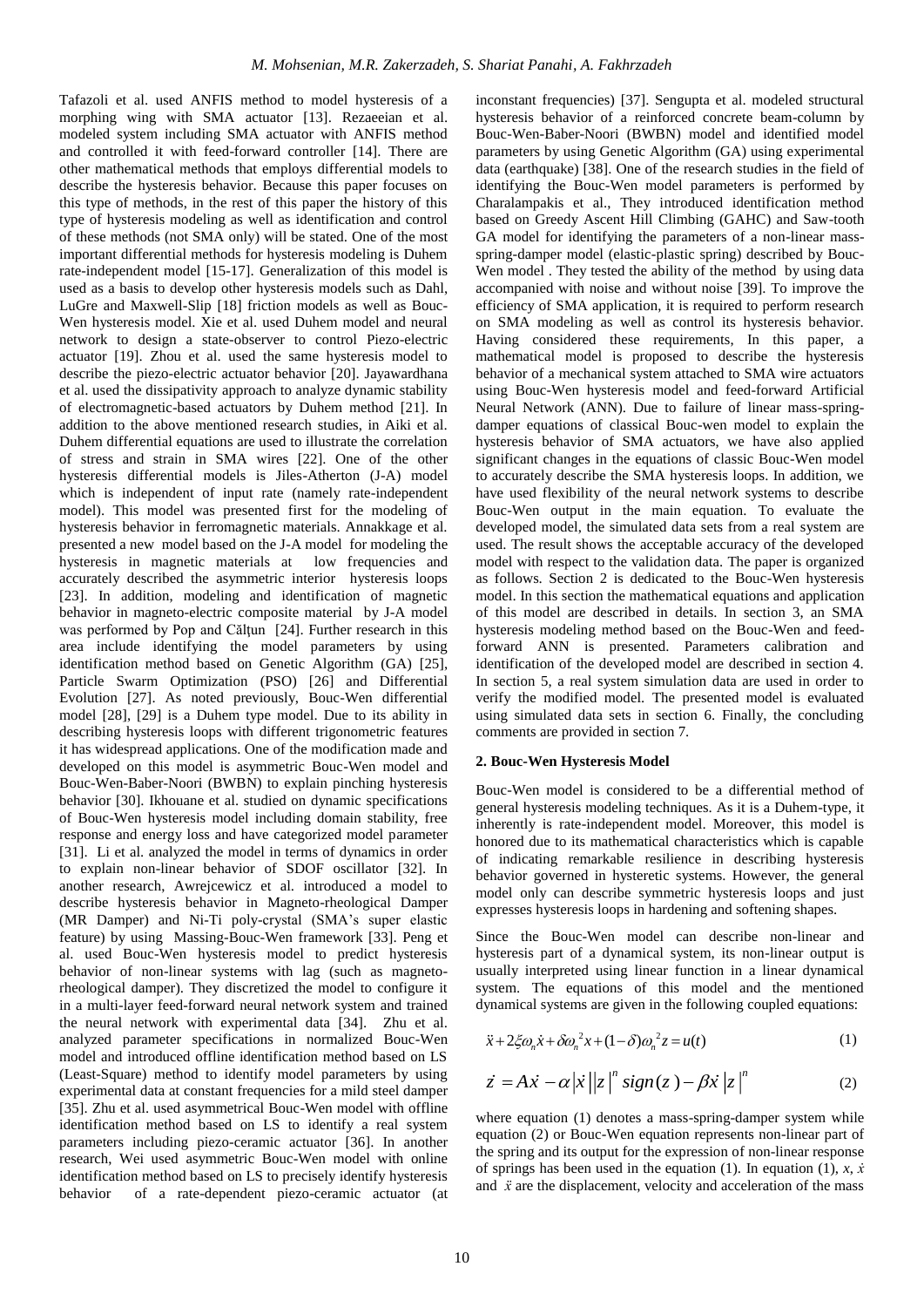Tafazoli et al. used ANFIS method to model hysteresis of a morphing wing with SMA actuator [13]. Rezaeeian et al. modeled system including SMA actuator with ANFIS method and controlled it with feed-forward controller [14]. There are other mathematical methods that employs differential models to describe the hysteresis behavior. Because this paper focuses on this type of methods, in the rest of this paper the history of this type of hysteresis modeling as well as identification and control of these methods (not SMA only) will be stated. One of the most important differential methods for hysteresis modeling is Duhem rate-independent model [15-17]. Generalization of this model is used as a basis to develop other hysteresis models such as Dahl, LuGre and Maxwell-Slip [18] friction models as well as Bouc-Wen hysteresis model. Xie et al. used Duhem model and neural network to design a state-observer to control Piezo-electric actuator [19]. Zhou et al. used the same hysteresis model to describe the piezo-electric actuator behavior [20]. Jayawardhana et al. used the dissipativity approach to analyze dynamic stability of electromagnetic-based actuators by Duhem method [21]. In addition to the above mentioned research studies, in Aiki et al. Duhem differential equations are used to illustrate the correlation of stress and strain in SMA wires [22]. One of the other hysteresis differential models is Jiles-Atherton (J-A) model which is independent of input rate (namely rate-independent model). This model was presented first for the modeling of hysteresis behavior in ferromagnetic materials. Annakkage et al. presented a new model based on the J-A model for modeling the hysteresis in magnetic materials at low frequencies and accurately described the asymmetric interior hysteresis loops [23]. In addition, modeling and identification of magnetic behavior in magneto-electric composite material by J-A model was performed by Pop and Călțun [24]. Further research in this area include identifying the model parameters by using identification method based on Genetic Algorithm (GA) [25], Particle Swarm Optimization (PSO) [26] and Differential Evolution [27]. As noted previously, Bouc-Wen differential model [28], [29] is a Duhem type model. Due to its ability in describing hysteresis loops with different trigonometric features it has widespread applications. One of the modification made and developed on this model is asymmetric Bouc-Wen model and Bouc-Wen-Baber-Noori (BWBN) to explain pinching hysteresis behavior [30]. Ikhouane et al. studied on dynamic specifications of Bouc-Wen hysteresis model including domain stability, free response and energy loss and have categorized model parameter [31]. Li et al. analyzed the model in terms of dynamics in order to explain non-linear behavior of SDOF oscillator [32]. In another research, Awrejcewicz et al. introduced a model to describe hysteresis behavior in Magneto-rheological Damper (MR Damper) and Ni-Ti poly-crystal (SMA's super elastic feature) by using Massing-Bouc-Wen framework [33]. Peng et al. used Bouc-Wen hysteresis model to predict hysteresis behavior of non-linear systems with lag (such as magneto-rheological damper). They discretized the model to configure it in a multi-layer feed-forward neural network system and trained the neural network with experimental data [34]. Zhu et al. analyzed parameter specifications in normalized Bouc-Wen model and introduced offline identification method based on LS (Least-Square) method to identify model parameters by using experimental data at constant frequencies for a mild steel damper [35]. Zhu et al. used asymmetrical Bouc-Wen model with offline identification method based on LS to identify a real system parameters including piezo-ceramic actuator [36]. In another research, Wei used asymmetric Bouc-Wen model with online identification method based on LS to precisely identify hysteresis behavior of a rate-dependent piezo-ceramic actuator (at inconstant frequencies) [37]. Sengupta et al. modeled structural hysteresis behavior of a reinforced concrete beam-column by Bouc-Wen-Baber-Noori (BWBN) model and identified model parameters by using Genetic Algorithm (GA) using experimental data (earthquake) [38]. One of the research studies in the field of identifying the Bouc-Wen model parameters is performed by Charalampakis et al., They introduced identification method based on Greedy Ascent Hill Climbing (GAHC) and Saw-tooth GA model for identifying the parameters of a non-linear mass-spring-damper model (elastic-plastic spring) described by Bouc-Wen model . They tested the ability of the method by using data accompanied with noise and without noise [39]. To improve the efficiency of SMA application, it is required to perform research on SMA modeling as well as control its hysteresis behavior. Having considered these requirements, In this paper, a mathematical model is proposed to describe the hysteresis behavior of a mechanical system attached to SMA wire actuators using Bouc-Wen hysteresis model and feed-forward Artificial Neural Network (ANN). Due to failure of linear mass-spring-damper equations of classical Bouc-wen model to explain the hysteresis behavior of SMA actuators, we have also applied significant changes in the equations of classic Bouc-Wen model to accurately describe the SMA hysteresis loops. In addition, we have used flexibility of the neural network systems to describe Bouc-Wen output in the main equation. To evaluate the developed model, the simulated data sets from a real system are used. The result shows the acceptable accuracy of the developed model with respect to the validation data. The paper is organized as follows. Section 2 is dedicated to the Bouc-Wen hysteresis model. In this section the mathematical equations and application of this model are described in details. In section 3, an SMA hysteresis modeling method based on the Bouc-Wen and feed-forward ANN is presented. Parameters calibration and identification of the developed model are described in section 4. In section 5, a real system simulation data are used in order to verify the modified model. The presented model is evaluated using simulated data sets in section 6. Finally, the concluding comments are provided in section 7.

## 2. Bouc-Wen Hysteresis Model

Bouc-Wen model is considered to be a differential method of general hysteresis modeling techniques. As it is a Duhem-type, it inherently is rate-independent model. Moreover, this model is honored due to its mathematical characteristics which is capable of indicating remarkable resilience in describing hysteresis behavior governed in hysteretic systems. However, the general model only can describe symmetric hysteresis loops and just expresses hysteresis loops in hardening and softening shapes.

Since the Bouc-Wen model can describe non-linear and hysteresis part of a dynamical system, its non-linear output is usually interpreted using linear function in a linear dynamical system. The equations of this model and the mentioned dynamical systems are given in the following coupled equations:

$$\ddot{x} + 2\xi\omega_n\dot{x} + \delta\omega_n^2 x + (1-\delta)\omega_n^2 z = u(t) \tag{1}$$

$$\dot{z} = A\dot{x} - \alpha|\dot{x}||z|^n \operatorname{sign}(z) - \beta\dot{x}|z|^n \tag{2}$$

where equation (1) denotes a mass-spring-damper system while equation (2) or Bouc-Wen equation represents non-linear part of the spring and its output for the expression of non-linear response of springs has been used in the equation (1). In equation (1), $x$, $\dot{x}$ and $\ddot{x}$ are the displacement, velocity and acceleration of the mass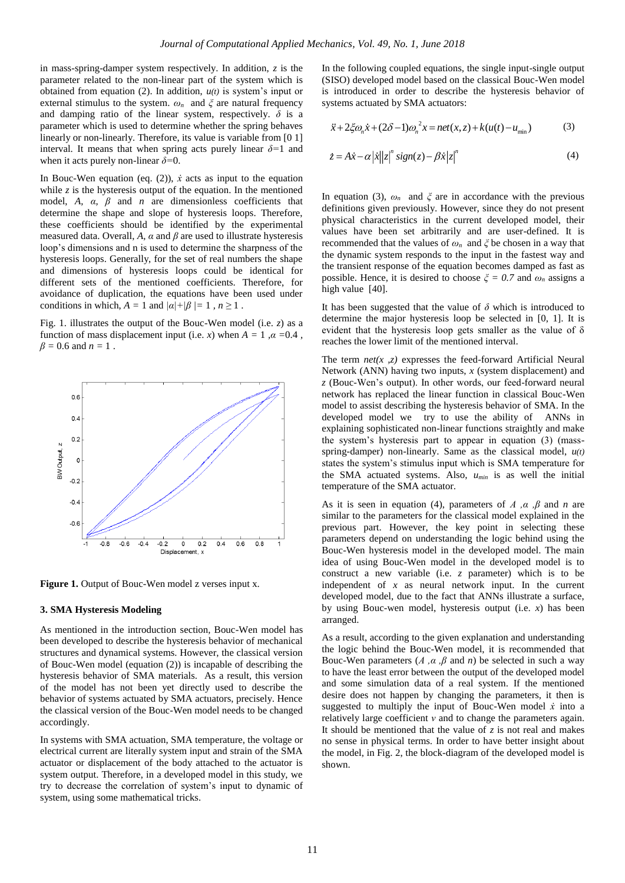in mass-spring-damper system respectively. In addition, $z$ is the parameter related to the non-linear part of the system which is obtained from equation (2). In addition, $u(t)$ is system's input or external stimulus to the system. $\omega_n$ and $\xi$ are natural frequency and damping ratio of the linear system, respectively. $\delta$ is a parameter which is used to determine whether the spring behaves linearly or non-linearly. Therefore, its value is variable from [0 1] interval. It means that when spring acts purely linear $\delta$=1 and when it acts purely non-linear $\delta$=0.

In Bouc-Wen equation (eq. (2)), $\dot{x}$ acts as input to the equation while $z$ is the hysteresis output of the equation. In the mentioned model, $A$, $\alpha$, $\beta$ and $n$ are dimensionless coefficients that determine the shape and slope of hysteresis loops. Therefore, these coefficients should be identified by the experimental measured data. Overall, $A$, $\alpha$ and $\beta$ are used to illustrate hysteresis loop's dimensions and n is used to determine the sharpness of the hysteresis loops. Generally, for the set of real numbers the shape and dimensions of hysteresis loops could be identical for different sets of the mentioned coefficients. Therefore, for avoidance of duplication, the equations have been used under conditions in which, $A = 1$ and $|\alpha|+|\beta| = 1$ , $n \geq 1$ .

Fig. 1. illustrates the output of the Bouc-Wen model (i.e. $z$) as a function of mass displacement input (i.e. $x$) when $A = 1$ ,$\alpha$ =0.4 , $\beta$ = 0.6 and $n$ = 1 .

**Figure 1.** Output of Bouc-Wen model z verses input x.

### 3. SMA Hysteresis Modeling

As mentioned in the introduction section, Bouc-Wen model has been developed to describe the hysteresis behavior of mechanical structures and dynamical systems. However, the classical version of Bouc-Wen model (equation (2)) is incapable of describing the hysteresis behavior of SMA materials. As a result, this version of the model has not been yet directly used to describe the behavior of systems actuated by SMA actuators, precisely. Hence the classical version of the Bouc-Wen model needs to be changed accordingly.

In systems with SMA actuation, SMA temperature, the voltage or electrical current are literally system input and strain of the SMA actuator or displacement of the body attached to the actuator is system output. Therefore, in a developed model in this study, we try to decrease the correlation of system's input to dynamic of system, using some mathematical tricks.

In the following coupled equations, the single input-single output (SISO) developed model based on the classical Bouc-Wen model is introduced in order to describe the hysteresis behavior of systems actuated by SMA actuators:

$$\ddot{x}+2\xi\omega_n\dot{x}+(2\delta-1)\omega_n^{\ 2}x = net(x,z)+k(u(t)-u_{\min}) \tag{3}$$

$$\dot{z} = A\dot{x}-\alpha|\dot{x}||z|^n\, sign(z)-\beta\dot{x}|z|^n \tag{4}$$

In equation (3), $\omega_n$ and $\xi$ are in accordance with the previous definitions given previously. However, since they do not present physical characteristics in the current developed model, their values have been set arbitrarily and are user-defined. It is recommended that the values of $\omega_n$ and $\xi$ be chosen in a way that the dynamic system responds to the input in the fastest way and the transient response of the equation becomes damped as fast as possible. Hence, it is desired to choose $\xi = 0.7$ and $\omega_n$ assigns a high value [40].

It has been suggested that the value of $\delta$ which is introduced to determine the major hysteresis loop be selected in [0, 1]. It is evident that the hysteresis loop gets smaller as the value of $\delta$ reaches the lower limit of the mentioned interval.

The term $net(x\ ,z)$ expresses the feed-forward Artificial Neural Network (ANN) having two inputs, $x$ (system displacement) and $z$ (Bouc-Wen's output). In other words, our feed-forward neural network has replaced the linear function in classical Bouc-Wen model to assist describing the hysteresis behavior of SMA. In the developed model we try to use the ability of ANNs in explaining sophisticated non-linear functions straightly and make the system's hysteresis part to appear in equation (3) (mass-spring-damper) non-linearly. Same as the classical model, $u(t)$ states the system's stimulus input which is SMA temperature for the SMA actuated systems. Also, $u_{min}$ is as well the initial temperature of the SMA actuator.

As it is seen in equation (4), parameters of $A$ ,$\alpha$ ,$\beta$ and $n$ are similar to the parameters for the classical model explained in the previous part. However, the key point in selecting these parameters depend on understanding the logic behind using the Bouc-Wen hysteresis model in the developed model. The main idea of using Bouc-Wen model in the developed model is to construct a new variable (i.e. $z$ parameter) which is to be independent of $x$ as neural network input. In the current developed model, due to the fact that ANNs illustrate a surface, by using Bouc-wen model, hysteresis output (i.e. $x$) has been arranged.

As a result, according to the given explanation and understanding the logic behind the Bouc-Wen model, it is recommended that Bouc-Wen parameters ($A$ ,$\alpha$ ,$\beta$ and $n$) be selected in such a way to have the least error between the output of the developed model and some simulation data of a real system. If the mentioned desire does not happen by changing the parameters, it then is suggested to multiply the input of Bouc-Wen model $\dot{x}$ into a relatively large coefficient $v$ and to change the parameters again. It should be mentioned that the value of $z$ is not real and makes no sense in physical terms. In order to have better insight about the model, in Fig. 2, the block-diagram of the developed model is shown.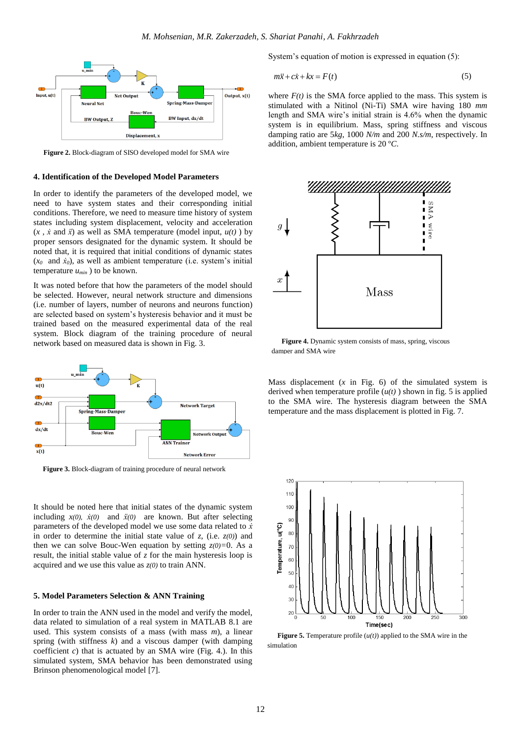**Figure 2.** Block-diagram of SISO developed model for SMA wire

### 4. Identification of the Developed Model Parameters

In order to identify the parameters of the developed model, we need to have system states and their corresponding initial conditions. Therefore, we need to measure time history of system states including system displacement, velocity and acceleration ($x$ , $\dot{x}$ and $\ddot{x}$) as well as SMA temperature (model input, $u(t)$ ) by proper sensors designated for the dynamic system. It should be noted that, it is required that initial conditions of dynamic states ($x_0$ and $\dot{x}_0$), as well as ambient temperature (i.e. system's initial temperature $u_{min}$ ) to be known.

It was noted before that how the parameters of the model should be selected. However, neural network structure and dimensions (i.e. number of layers, number of neurons and neurons function) are selected based on system's hysteresis behavior and it must be trained based on the measured experimental data of the real system. Block diagram of the training procedure of neural network based on measured data is shown in Fig. 3.

**Figure 3.** Block-diagram of training procedure of neural network

It should be noted here that initial states of the dynamic system including $x(0)$, $\dot{x}(0)$ and $\ddot{x}(0)$ are known. But after selecting parameters of the developed model we use some data related to $\dot{x}$ in order to determine the initial state value of $z$, (i.e. $z(0)$) and then we can solve Bouc-Wen equation by setting $z(0)$=0. As a result, the initial stable value of $z$ for the main hysteresis loop is acquired and we use this value as $z(0)$ to train ANN.

### 5. Model Parameters Selection & ANN Training

In order to train the ANN used in the model and verify the model, data related to simulation of a real system in MATLAB 8.1 are used. This system consists of a mass (with mass $m$), a linear spring (with stiffness $k$) and a viscous damper (with damping coefficient $c$) that is actuated by an SMA wire (Fig. 4.). In this simulated system, SMA behavior has been demonstrated using Brinson phenomenological model [7].

System's equation of motion is expressed in equation (5):

$$m\ddot{x} + c\dot{x} + kx = F(t) \tag{5}$$

where $F(t)$ is the SMA force applied to the mass. This system is stimulated with a Nitinol (Ni-Ti) SMA wire having 180 $mm$ length and SMA wire's initial strain is 4.6% when the dynamic system is in equilibrium. Mass, spring stiffness and viscous damping ratio are 5$kg$, 1000 $N/m$ and 200 $N.s/m$, respectively. In addition, ambient temperature is 20 $^{o}C$.

**Figure 4.** Dynamic system consists of mass, spring, viscous damper and SMA wire

Mass displacement ($x$ in Fig. 6) of the simulated system is derived when temperature profile ($u(t)$ ) shown in fig. 5 is applied to the SMA wire. The hysteresis diagram between the SMA temperature and the mass displacement is plotted in Fig. 7.

**Figure 5.** Temperature profile ($u(t)$) applied to the SMA wire in the simulation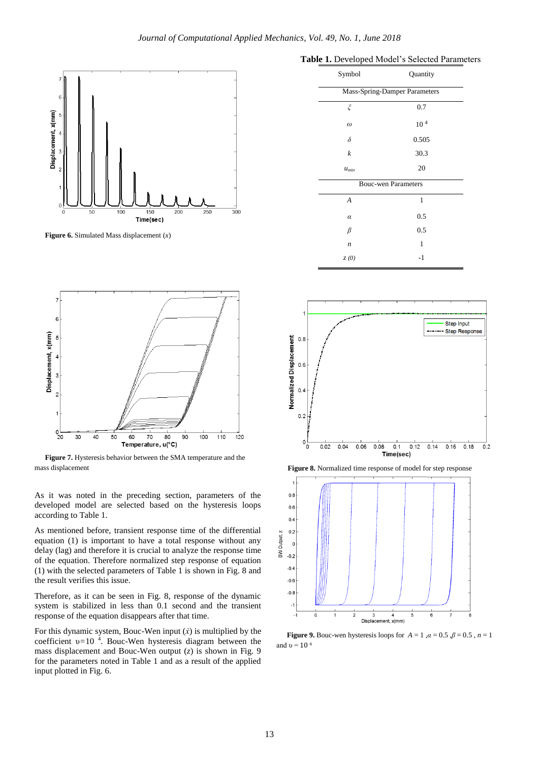Figure 6. Simulated Mass displacement ($x$)

Figure 7. Hysteresis behavior between the SMA temperature and the mass displacement

As it was noted in the preceding section, parameters of the developed model are selected based on the hysteresis loops according to Table 1.

As mentioned before, transient response time of the differential equation (1) is important to have a total response without any delay (lag) and therefore it is crucial to analyze the response time of the equation. Therefore normalized step response of equation (1) with the selected parameters of Table 1 is shown in Fig. 8 and the result verifies this issue.

Therefore, as it can be seen in Fig. 8, response of the dynamic system is stabilized in less than 0.1 second and the transient response of the equation disappears after that time.

For this dynamic system, Bouc-Wen input ($\dot{x}$) is multiplied by the coefficient $\upsilon=10^{4}$. Bouc-Wen hysteresis diagram between the mass displacement and Bouc-Wen output ($z$) is shown in Fig. 9 for the parameters noted in Table 1 and as a result of the applied input plotted in Fig. 6.

**Table 1.** Developed Model's Selected Parameters

| Symbol | Quantity |
|---|---|
| Mass-Spring-Damper Parameters | |
| $\xi$ | 0.7 |
| $\omega$ | $10^{4}$ |
| $\delta$ | 0.505 |
| $k$ | 30.3 |
| $u_{min}$ | 20 |
| Bouc-wen Parameters | |
| $A$ | 1 |
| $\alpha$ | 0.5 |
| $\beta$ | 0.5 |
| $n$ | 1 |
| $z(0)$ | -1 |

**Figure 8.** Normalized time response of model for step response

**Figure 9.** Bouc-wen hysteresis loops for $A = 1$, $\alpha = 0.5$, $\beta = 0.5$, $n = 1$ and $\upsilon = 10^{4}$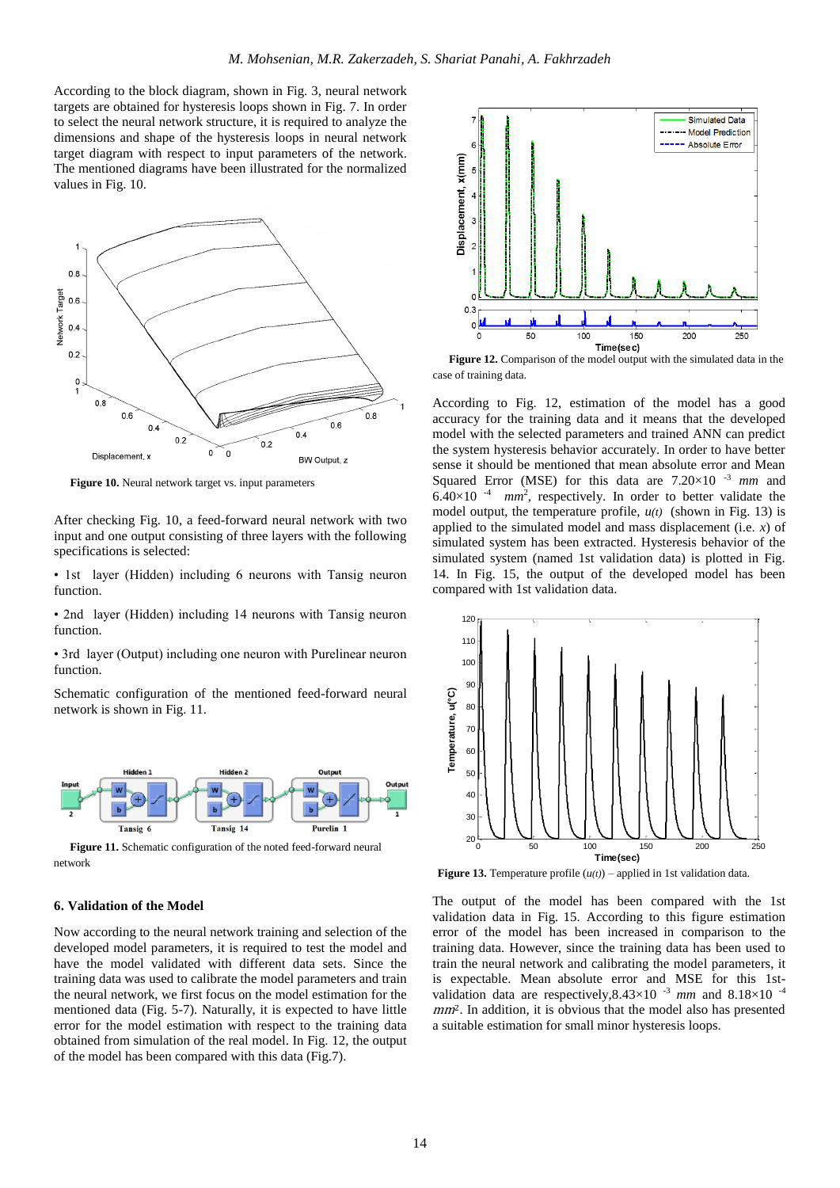According to the block diagram, shown in Fig. 3, neural network targets are obtained for hysteresis loops shown in Fig. 7. In order to select the neural network structure, it is required to analyze the dimensions and shape of the hysteresis loops in neural network target diagram with respect to input parameters of the network. The mentioned diagrams have been illustrated for the normalized values in Fig. 10.

**Figure 10.** Neural network target vs. input parameters

After checking Fig. 10, a feed-forward neural network with two input and one output consisting of three layers with the following specifications is selected:

- 1st layer (Hidden) including 6 neurons with Tansig neuron function.
- 2nd layer (Hidden) including 14 neurons with Tansig neuron function.
- 3rd layer (Output) including one neuron with Purelinear neuron function.

Schematic configuration of the mentioned feed-forward neural network is shown in Fig. 11.

**Figure 11.** Schematic configuration of the noted feed-forward neural network

## 6. Validation of the Model

Now according to the neural network training and selection of the developed model parameters, it is required to test the model and have the model validated with different data sets. Since the training data was used to calibrate the model parameters and train the neural network, we first focus on the model estimation for the mentioned data (Fig. 5-7). Naturally, it is expected to have little error for the model estimation with respect to the training data obtained from simulation of the real model. In Fig. 12, the output of the model has been compared with this data (Fig.7).

**Figure 12.** Comparison of the model output with the simulated data in the case of training data.

According to Fig. 12, estimation of the model has a good accuracy for the training data and it means that the developed model with the selected parameters and trained ANN can predict the system hysteresis behavior accurately. In order to have better sense it should be mentioned that mean absolute error and Mean Squared Error (MSE) for this data are $7.20\times10^{-3}$ *mm* and $6.40\times10^{-4}$ $mm^2$, respectively. In order to better validate the model output, the temperature profile, $u(t)$ (shown in Fig. 13) is applied to the simulated model and mass displacement (i.e. $x$) of simulated system has been extracted. Hysteresis behavior of the simulated system (named 1st validation data) is plotted in Fig. 14. In Fig. 15, the output of the developed model has been compared with 1st validation data.

**Figure 13.** Temperature profile ($u(t)$) – applied in 1st validation data.

The output of the model has been compared with the 1st validation data in Fig. 15. According to this figure estimation error of the model has been increased in comparison to the training data. However, since the training data has been used to train the neural network and calibrating the model parameters, it is expectable. Mean absolute error and MSE for this 1st-validation data are respectively, $8.43\times10^{-3}$ *mm* and $8.18\times10^{-4}$ $mm^2$. In addition, it is obvious that the model also has presented a suitable estimation for small minor hysteresis loops.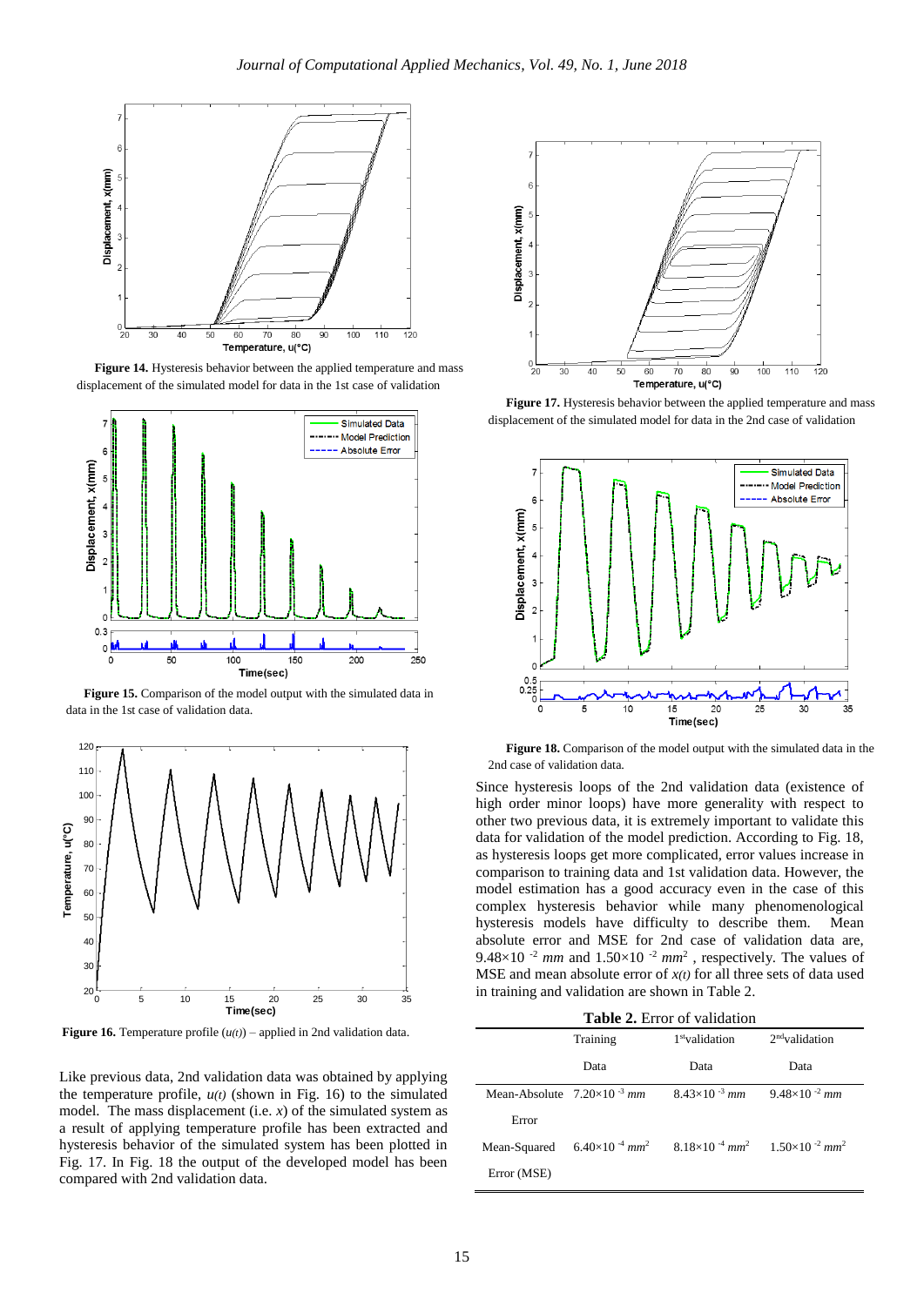**Figure 14.** Hysteresis behavior between the applied temperature and mass displacement of the simulated model for data in the 1st case of validation

**Figure 15.** Comparison of the model output with the simulated data in data in the 1st case of validation data.

**Figure 16.** Temperature profile ($u(t)$) – applied in 2nd validation data.

Like previous data, 2nd validation data was obtained by applying the temperature profile, $u(t)$ (shown in Fig. 16) to the simulated model. The mass displacement (i.e. $x$) of the simulated system as a result of applying temperature profile has been extracted and hysteresis behavior of the simulated system has been plotted in Fig. 17. In Fig. 18 the output of the developed model has been compared with 2nd validation data.

**Figure 17.** Hysteresis behavior between the applied temperature and mass displacement of the simulated model for data in the 2nd case of validation

**Figure 18.** Comparison of the model output with the simulated data in the 2nd case of validation data.

Since hysteresis loops of the 2nd validation data (existence of high order minor loops) have more generality with respect to other two previous data, it is extremely important to validate this data for validation of the model prediction. According to Fig. 18, as hysteresis loops get more complicated, error values increase in comparison to training data and 1st validation data. However, the model estimation has a good accuracy even in the case of this complex hysteresis behavior while many phenomenological hysteresis models have difficulty to describe them. Mean absolute error and MSE for 2nd case of validation data are, $9.48\times10^{-2}$ *mm* and $1.50\times10^{-2}$ $mm^2$, respectively. The values of MSE and mean absolute error of $x(t)$ for all three sets of data used in training and validation are shown in Table 2.

**Table 2.** Error of validation

| | Training Data | 1st validation Data | 2nd validation Data |
|---|---|---|---|
| Mean-Absolute Error | $7.20\times10^{-3}$ *mm* | $8.43\times10^{-3}$ *mm* | $9.48\times10^{-2}$ *mm* |
| Mean-Squared Error (MSE) | $6.40\times10^{-4}$ $mm^2$ | $8.18\times10^{-4}$ $mm^2$ | $1.50\times10^{-2}$ $mm^2$ |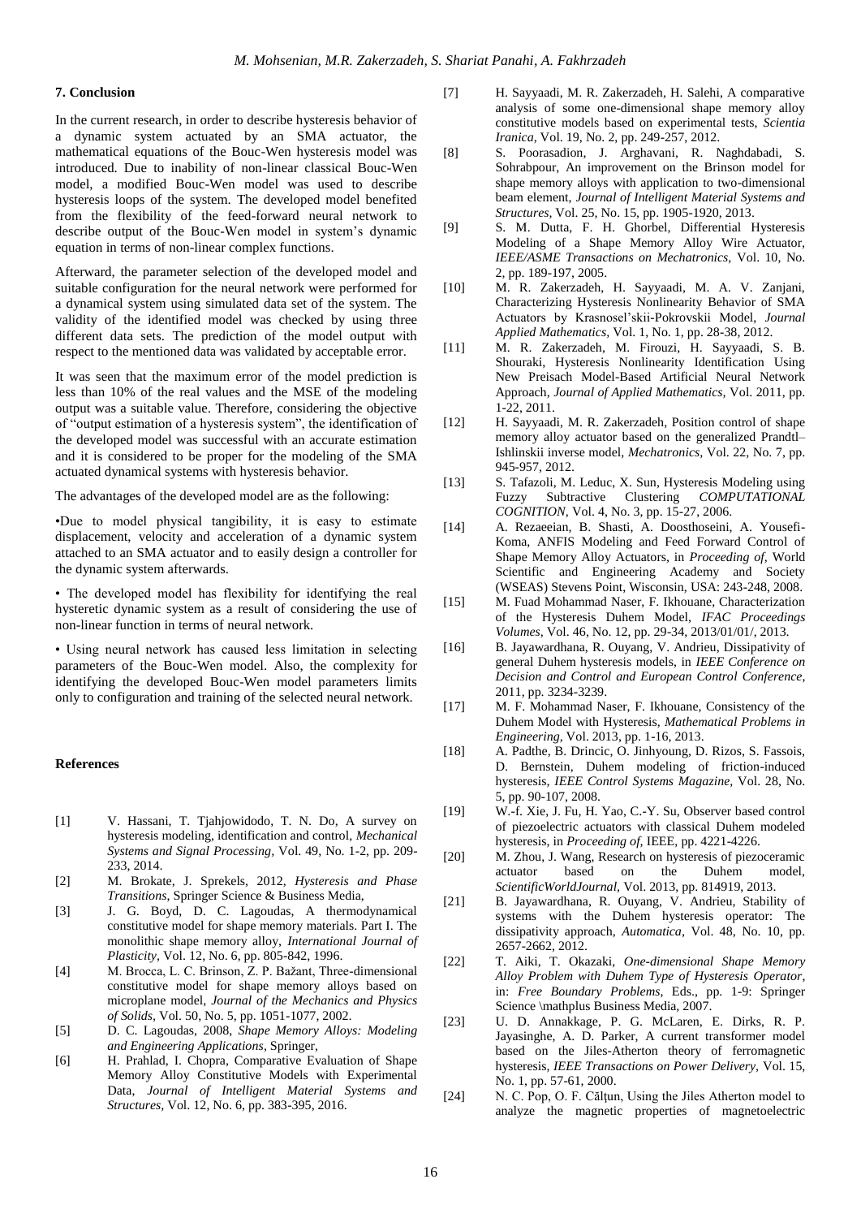## 7. Conclusion

In the current research, in order to describe hysteresis behavior of a dynamic system actuated by an SMA actuator, the mathematical equations of the Bouc-Wen hysteresis model was introduced. Due to inability of non-linear classical Bouc-Wen model, a modified Bouc-Wen model was used to describe hysteresis loops of the system. The developed model benefited from the flexibility of the feed-forward neural network to describe output of the Bouc-Wen model in system's dynamic equation in terms of non-linear complex functions.

Afterward, the parameter selection of the developed model and suitable configuration for the neural network were performed for a dynamical system using simulated data set of the system. The validity of the identified model was checked by using three different data sets. The prediction of the model output with respect to the mentioned data was validated by acceptable error.

It was seen that the maximum error of the model prediction is less than 10% of the real values and the MSE of the modeling output was a suitable value. Therefore, considering the objective of "output estimation of a hysteresis system", the identification of the developed model was successful with an accurate estimation and it is considered to be proper for the modeling of the SMA actuated dynamical systems with hysteresis behavior.

The advantages of the developed model are as the following:

•Due to model physical tangibility, it is easy to estimate displacement, velocity and acceleration of a dynamic system attached to an SMA actuator and to easily design a controller for the dynamic system afterwards.

• The developed model has flexibility for identifying the real hysteretic dynamic system as a result of considering the use of non-linear function in terms of neural network.

• Using neural network has caused less limitation in selecting parameters of the Bouc-Wen model. Also, the complexity for identifying the developed Bouc-Wen model parameters limits only to configuration and training of the selected neural network.

## References

[1] V. Hassani, T. Tjahjowidodo, T. N. Do, A survey on hysteresis modeling, identification and control, *Mechanical Systems and Signal Processing*, Vol. 49, No. 1-2, pp. 209-233, 2014.

[2] M. Brokate, J. Sprekels, 2012, *Hysteresis and Phase Transitions*, Springer Science & Business Media,

[3] J. G. Boyd, D. C. Lagoudas, A thermodynamical constitutive model for shape memory materials. Part I. The monolithic shape memory alloy, *International Journal of Plasticity*, Vol. 12, No. 6, pp. 805-842, 1996.

[4] M. Brocca, L. C. Brinson, Z. P. Bažant, Three-dimensional constitutive model for shape memory alloys based on microplane model, *Journal of the Mechanics and Physics of Solids*, Vol. 50, No. 5, pp. 1051-1077, 2002.

[5] D. C. Lagoudas, 2008, *Shape Memory Alloys: Modeling and Engineering Applications*, Springer,

[6] H. Prahlad, I. Chopra, Comparative Evaluation of Shape Memory Alloy Constitutive Models with Experimental Data, *Journal of Intelligent Material Systems and Structures*, Vol. 12, No. 6, pp. 383-395, 2016.

[7] H. Sayyaadi, M. R. Zakerzadeh, H. Salehi, A comparative analysis of some one-dimensional shape memory alloy constitutive models based on experimental tests, *Scientia Iranica*, Vol. 19, No. 2, pp. 249-257, 2012.

[8] S. Poorasadion, J. Arghavani, R. Naghdabadi, S. Sohrabpour, An improvement on the Brinson model for shape memory alloys with application to two-dimensional beam element, *Journal of Intelligent Material Systems and Structures*, Vol. 25, No. 15, pp. 1905-1920, 2013.

[9] S. M. Dutta, F. H. Ghorbel, Differential Hysteresis Modeling of a Shape Memory Alloy Wire Actuator, *IEEE/ASME Transactions on Mechatronics*, Vol. 10, No. 2, pp. 189-197, 2005.

[10] M. R. Zakerzadeh, H. Sayyaadi, M. A. V. Zanjani, Characterizing Hysteresis Nonlinearity Behavior of SMA Actuators by Krasnosel'skii-Pokrovskii Model, *Journal Applied Mathematics*, Vol. 1, No. 1, pp. 28-38, 2012.

[11] M. R. Zakerzadeh, M. Firouzi, H. Sayyaadi, S. B. Shouraki, Hysteresis Nonlinearity Identification Using New Preisach Model-Based Artificial Neural Network Approach, *Journal of Applied Mathematics*, Vol. 2011, pp. 1-22, 2011.

[12] H. Sayyaadi, M. R. Zakerzadeh, Position control of shape memory alloy actuator based on the generalized Prandtl–Ishlinskii inverse model, *Mechatronics*, Vol. 22, No. 7, pp. 945-957, 2012.

[13] S. Tafazoli, M. Leduc, X. Sun, Hysteresis Modeling using Fuzzy Subtractive Clustering *COMPUTATIONAL COGNITION*, Vol. 4, No. 3, pp. 15-27, 2006.

[14] A. Rezaeeian, B. Shasti, A. Doosthoseini, A. Yousefi-Koma, ANFIS Modeling and Feed Forward Control of Shape Memory Alloy Actuators, in *Proceeding of*, World Scientific and Engineering Academy and Society (WSEAS) Stevens Point, Wisconsin, USA: 243-248, 2008.

[15] M. Fuad Mohammad Naser, F. Ikhouane, Characterization of the Hysteresis Duhem Model, *IFAC Proceedings Volumes*, Vol. 46, No. 12, pp. 29-34, 2013/01/01/, 2013.

[16] B. Jayawardhana, R. Ouyang, V. Andrieu, Dissipativity of general Duhem hysteresis models, in *IEEE Conference on Decision and Control and European Control Conference*, 2011, pp. 3234-3239.

[17] M. F. Mohammad Naser, F. Ikhouane, Consistency of the Duhem Model with Hysteresis, *Mathematical Problems in Engineering*, Vol. 2013, pp. 1-16, 2013.

[18] A. Padthe, B. Drincic, O. Jinhyoung, D. Rizos, S. Fassois, D. Bernstein, Duhem modeling of friction-induced hysteresis, *IEEE Control Systems Magazine*, Vol. 28, No. 5, pp. 90-107, 2008.

[19] W.-f. Xie, J. Fu, H. Yao, C.-Y. Su, Observer based control of piezoelectric actuators with classical Duhem modeled hysteresis, in *Proceeding of*, IEEE, pp. 4221-4226.

[20] M. Zhou, J. Wang, Research on hysteresis of piezoceramic actuator based on the Duhem model, *ScientificWorldJournal*, Vol. 2013, pp. 814919, 2013.

[21] B. Jayawardhana, R. Ouyang, V. Andrieu, Stability of systems with the Duhem hysteresis operator: The dissipativity approach, *Automatica*, Vol. 48, No. 10, pp. 2657-2662, 2012.

[22] T. Aiki, T. Okazaki, *One-dimensional Shape Memory Alloy Problem with Duhem Type of Hysteresis Operator*, in: *Free Boundary Problems*, Eds., pp. 1-9: Springer Science \mathplus Business Media, 2007.

[23] U. D. Annakkage, P. G. McLaren, E. Dirks, R. P. Jayasinghe, A. D. Parker, A current transformer model based on the Jiles-Atherton theory of ferromagnetic hysteresis, *IEEE Transactions on Power Delivery*, Vol. 15, No. 1, pp. 57-61, 2000.

[24] N. C. Pop, O. F. Călţun, Using the Jiles Atherton model to analyze the magnetic properties of magnetoelectric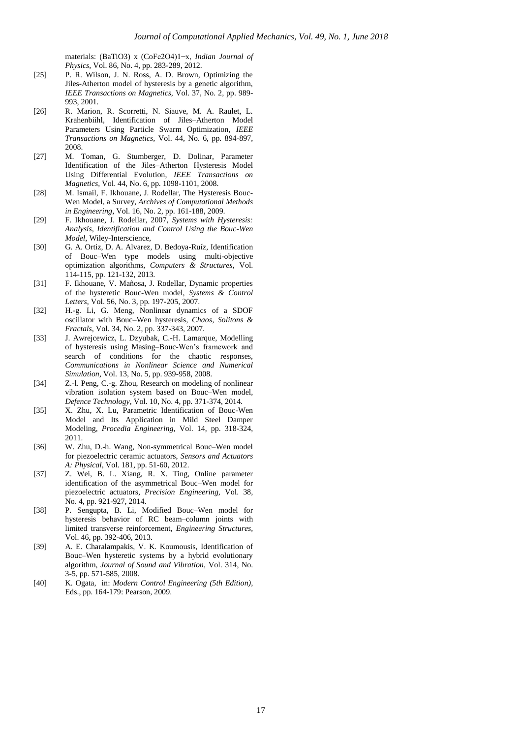materials: $(BaTiO_3)$ x $(CoFe_2O_4)_{1-x}$, *Indian Journal of Physics*, Vol. 86, No. 4, pp. 283-289, 2012.

[25] P. R. Wilson, J. N. Ross, A. D. Brown, Optimizing the Jiles-Atherton model of hysteresis by a genetic algorithm, *IEEE Transactions on Magnetics*, Vol. 37, No. 2, pp. 989-993, 2001.

[26] R. Marion, R. Scorretti, N. Siauve, M. A. Raulet, L. Krahenbiihl, Identification of Jiles–Atherton Model Parameters Using Particle Swarm Optimization, *IEEE Transactions on Magnetics*, Vol. 44, No. 6, pp. 894-897, 2008.

[27] M. Toman, G. Stumberger, D. Dolinar, Parameter Identification of the Jiles–Atherton Hysteresis Model Using Differential Evolution, *IEEE Transactions on Magnetics*, Vol. 44, No. 6, pp. 1098-1101, 2008.

[28] M. Ismail, F. Ikhouane, J. Rodellar, The Hysteresis Bouc-Wen Model, a Survey, *Archives of Computational Methods in Engineering*, Vol. 16, No. 2, pp. 161-188, 2009.

[29] F. Ikhouane, J. Rodellar, 2007, *Systems with Hysteresis: Analysis, Identification and Control Using the Bouc-Wen Model*, Wiley-Interscience,

[30] G. A. Ortiz, D. A. Alvarez, D. Bedoya-Ruíz, Identification of Bouc–Wen type models using multi-objective optimization algorithms, *Computers & Structures*, Vol. 114-115, pp. 121-132, 2013.

[31] F. Ikhouane, V. Mañosa, J. Rodellar, Dynamic properties of the hysteretic Bouc-Wen model, *Systems & Control Letters*, Vol. 56, No. 3, pp. 197-205, 2007.

[32] H.-g. Li, G. Meng, Nonlinear dynamics of a SDOF oscillator with Bouc–Wen hysteresis, *Chaos, Solitons & Fractals*, Vol. 34, No. 2, pp. 337-343, 2007.

[33] J. Awrejcewicz, L. Dzyubak, C.-H. Lamarque, Modelling of hysteresis using Masing–Bouc-Wen's framework and search of conditions for the chaotic responses, *Communications in Nonlinear Science and Numerical Simulation*, Vol. 13, No. 5, pp. 939-958, 2008.

[34] Z.-l. Peng, C.-g. Zhou, Research on modeling of nonlinear vibration isolation system based on Bouc–Wen model, *Defence Technology*, Vol. 10, No. 4, pp. 371-374, 2014.

[35] X. Zhu, X. Lu, Parametric Identification of Bouc-Wen Model and Its Application in Mild Steel Damper Modeling, *Procedia Engineering*, Vol. 14, pp. 318-324, 2011.

[36] W. Zhu, D.-h. Wang, Non-symmetrical Bouc–Wen model for piezoelectric ceramic actuators, *Sensors and Actuators A: Physical*, Vol. 181, pp. 51-60, 2012.

[37] Z. Wei, B. L. Xiang, R. X. Ting, Online parameter identification of the asymmetrical Bouc–Wen model for piezoelectric actuators, *Precision Engineering*, Vol. 38, No. 4, pp. 921-927, 2014.

[38] P. Sengupta, B. Li, Modified Bouc–Wen model for hysteresis behavior of RC beam–column joints with limited transverse reinforcement, *Engineering Structures*, Vol. 46, pp. 392-406, 2013.

[39] A. E. Charalampakis, V. K. Koumousis, Identification of Bouc–Wen hysteretic systems by a hybrid evolutionary algorithm, *Journal of Sound and Vibration*, Vol. 314, No. 3-5, pp. 571-585, 2008.

[40] K. Ogata, in: *Modern Control Engineering (5th Edition)*, Eds., pp. 164-179: Pearson, 2009.